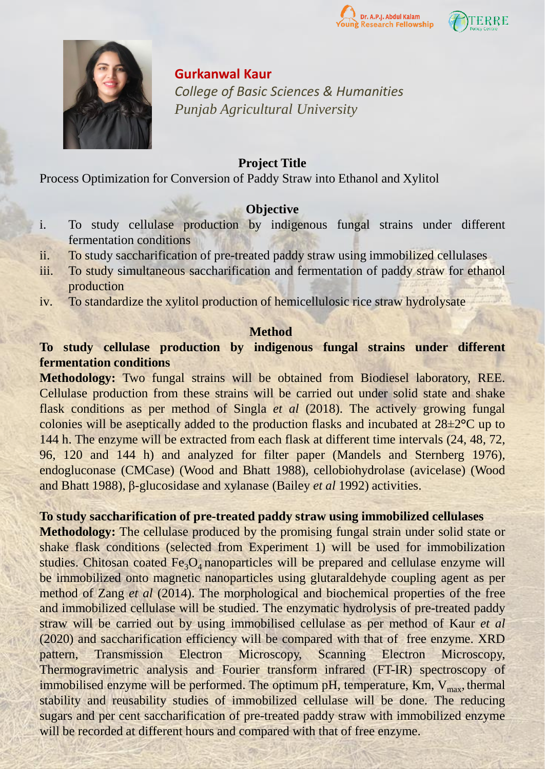Dr. A.P.J. Abdul Kalam Young Research Fellowship

TERRE Policy Centre

**Gurkanwal Kaur**

*College of Basic Sciences & Humanities*

*Punjab Agricultural University*

## Project Title

Process Optimization for Conversion of Paddy Straw into Ethanol and Xylitol

## Objective

i. To study cellulase production by indigenous fungal strains under different fermentation conditions
ii. To study saccharification of pre-treated paddy straw using immobilized cellulases
iii. To study simultaneous saccharification and fermentation of paddy straw for ethanol production
iv. To standardize the xylitol production of hemicellulosic rice straw hydrolysate

## Method

**To study cellulase production by indigenous fungal strains under different fermentation conditions**

**Methodology:** Two fungal strains will be obtained from Biodiesel laboratory, REE. Cellulase production from these strains will be carried out under solid state and shake flask conditions as per method of Singla *et al* (2018). The actively growing fungal colonies will be aseptically added to the production flasks and incubated at 28±2°C up to 144 h. The enzyme will be extracted from each flask at different time intervals (24, 48, 72, 96, 120 and 144 h) and analyzed for filter paper (Mandels and Sternberg 1976), endogluconase (CMCase) (Wood and Bhatt 1988), cellobiohydrolase (avicelase) (Wood and Bhatt 1988), β-glucosidase and xylanase (Bailey *et al* 1992) activities.

**To study saccharification of pre-treated paddy straw using immobilized cellulases**

**Methodology:** The cellulase produced by the promising fungal strain under solid state or shake flask conditions (selected from Experiment 1) will be used for immobilization studies. Chitosan coated $Fe_3O_4$ nanoparticles will be prepared and cellulase enzyme will be immobilized onto magnetic nanoparticles using glutaraldehyde coupling agent as per method of Zang *et al* (2014). The morphological and biochemical properties of the free and immobilized cellulase will be studied. The enzymatic hydrolysis of pre-treated paddy straw will be carried out by using immobilised cellulase as per method of Kaur *et al* (2020) and saccharification efficiency will be compared with that of free enzyme. XRD pattern, Transmission Electron Microscopy, Scanning Electron Microscopy, Thermogravimetric analysis and Fourier transform infrared (FT-IR) spectroscopy of immobilised enzyme will be performed. The optimum pH, temperature, Km, $V_{max}$, thermal stability and reusability studies of immobilized cellulase will be done. The reducing sugars and per cent saccharification of pre-treated paddy straw with immobilized enzyme will be recorded at different hours and compared with that of free enzyme.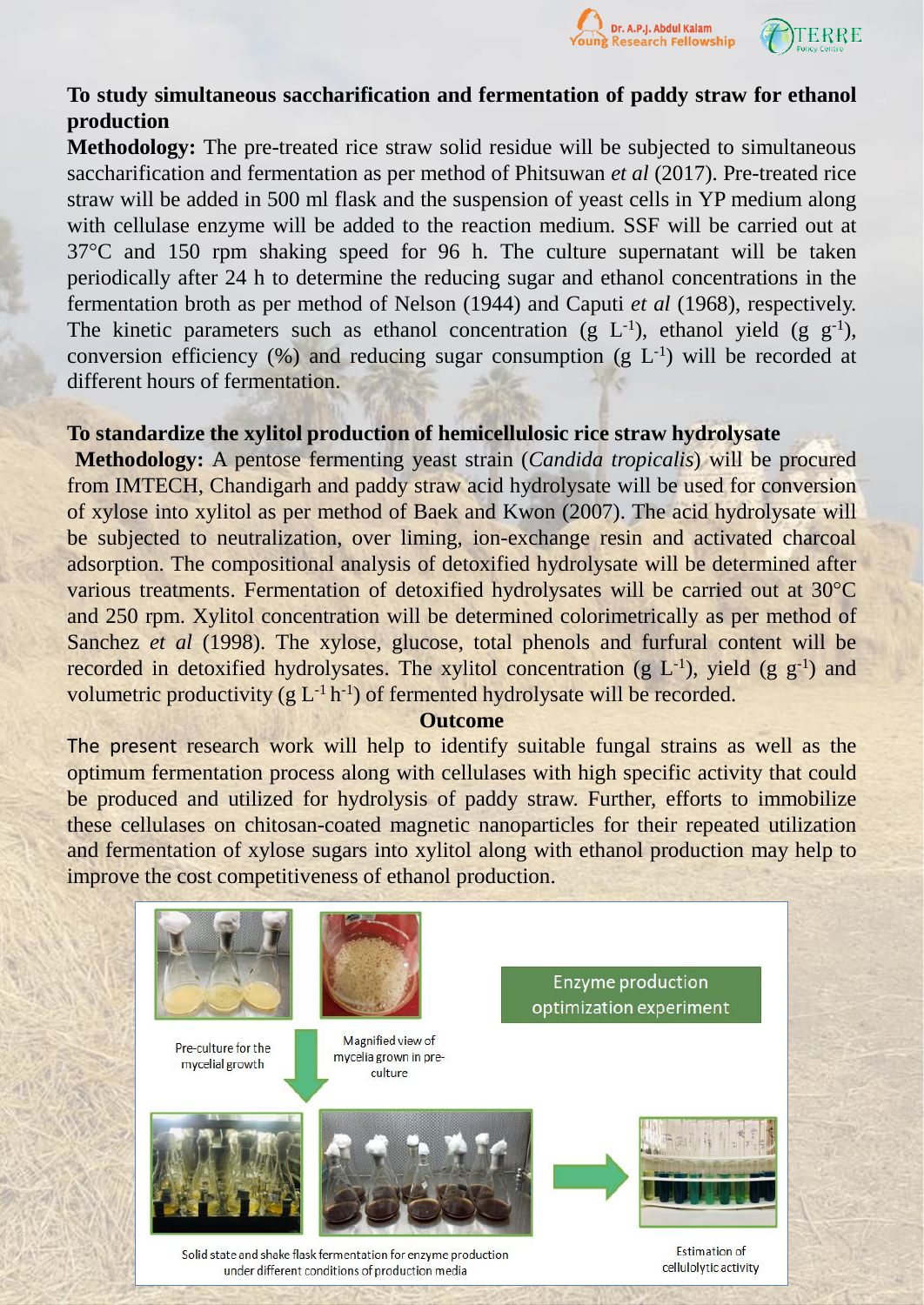**To study simultaneous saccharification and fermentation of paddy straw for ethanol production**

**Methodology:** The pre-treated rice straw solid residue will be subjected to simultaneous saccharification and fermentation as per method of Phitsuwan *et al* (2017). Pre-treated rice straw will be added in 500 ml flask and the suspension of yeast cells in YP medium along with cellulase enzyme will be added to the reaction medium. SSF will be carried out at 37°C and 150 rpm shaking speed for 96 h. The culture supernatant will be taken periodically after 24 h to determine the reducing sugar and ethanol concentrations in the fermentation broth as per method of Nelson (1944) and Caputi *et al* (1968), respectively. The kinetic parameters such as ethanol concentration (g $L^{-1}$), ethanol yield (g $g^{-1}$), conversion efficiency (%) and reducing sugar consumption (g $L^{-1}$) will be recorded at different hours of fermentation.

**To standardize the xylitol production of hemicellulosic rice straw hydrolysate**

**Methodology:** A pentose fermenting yeast strain (*Candida tropicalis*) will be procured from IMTECH, Chandigarh and paddy straw acid hydrolysate will be used for conversion of xylose into xylitol as per method of Baek and Kwon (2007). The acid hydrolysate will be subjected to neutralization, over liming, ion-exchange resin and activated charcoal adsorption. The compositional analysis of detoxified hydrolysate will be determined after various treatments. Fermentation of detoxified hydrolysates will be carried out at 30°C and 250 rpm. Xylitol concentration will be determined colorimetrically as per method of Sanchez *et al* (1998). The xylose, glucose, total phenols and furfural content will be recorded in detoxified hydrolysates. The xylitol concentration (g $L^{-1}$), yield (g $g^{-1}$) and volumetric productivity (g $L^{-1}$ $h^{-1}$) of fermented hydrolysate will be recorded.

**Outcome**

The present research work will help to identify suitable fungal strains as well as the optimum fermentation process along with cellulases with high specific activity that could be produced and utilized for hydrolysis of paddy straw. Further, efforts to immobilize these cellulases on chitosan-coated magnetic nanoparticles for their repeated utilization and fermentation of xylose sugars into xylitol along with ethanol production may help to improve the cost competitiveness of ethanol production.

Enzyme production optimization experiment

Pre-culture for the mycelial growth

Magnified view of mycelia grown in pre-culture

Solid state and shake flask fermentation for enzyme production under different conditions of production media

Estimation of cellulolytic activity